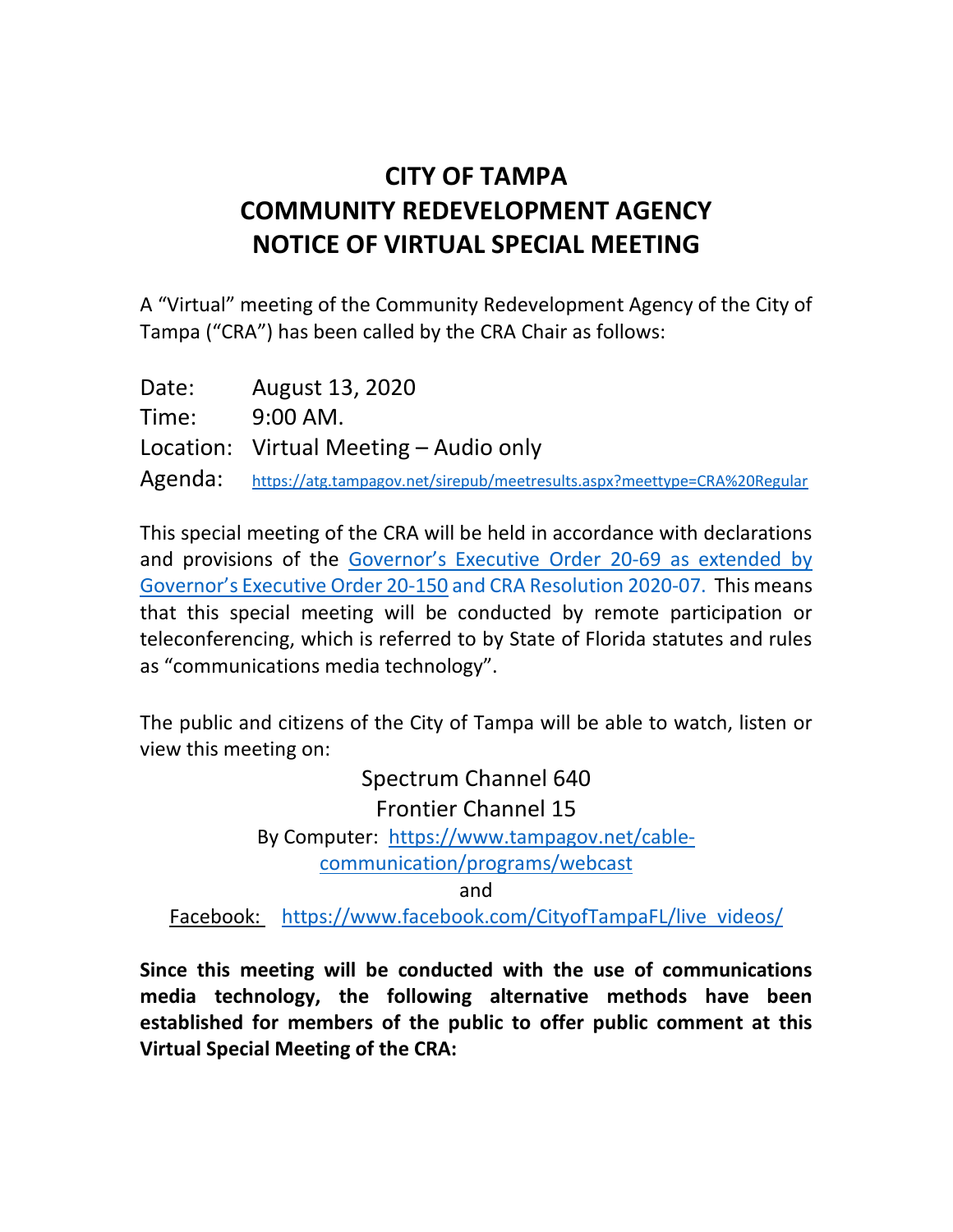# CITY OF TAMPA
# COMMUNITY REDEVELOPMENT AGENCY
# NOTICE OF VIRTUAL SPECIAL MEETING

A "Virtual" meeting of the Community Redevelopment Agency of the City of Tampa ("CRA") has been called by the CRA Chair as follows:

Date: August 13, 2020
Time: 9:00 AM.
Location: Virtual Meeting – Audio only
Agenda: https://atg.tampagov.net/sirepub/meetresults.aspx?meettype=CRA%20Regular

This special meeting of the CRA will be held in accordance with declarations and provisions of the Governor's Executive Order 20-69 as extended by Governor's Executive Order 20-150 and CRA Resolution 2020-07. This means that this special meeting will be conducted by remote participation or teleconferencing, which is referred to by State of Florida statutes and rules as "communications media technology".

The public and citizens of the City of Tampa will be able to watch, listen or view this meeting on:

Spectrum Channel 640
Frontier Channel 15
By Computer: https://www.tampagov.net/cable-communication/programs/webcast
and
Facebook: https://www.facebook.com/CityofTampaFL/live_videos/

**Since this meeting will be conducted with the use of communications media technology, the following alternative methods have been established for members of the public to offer public comment at this Virtual Special Meeting of the CRA:**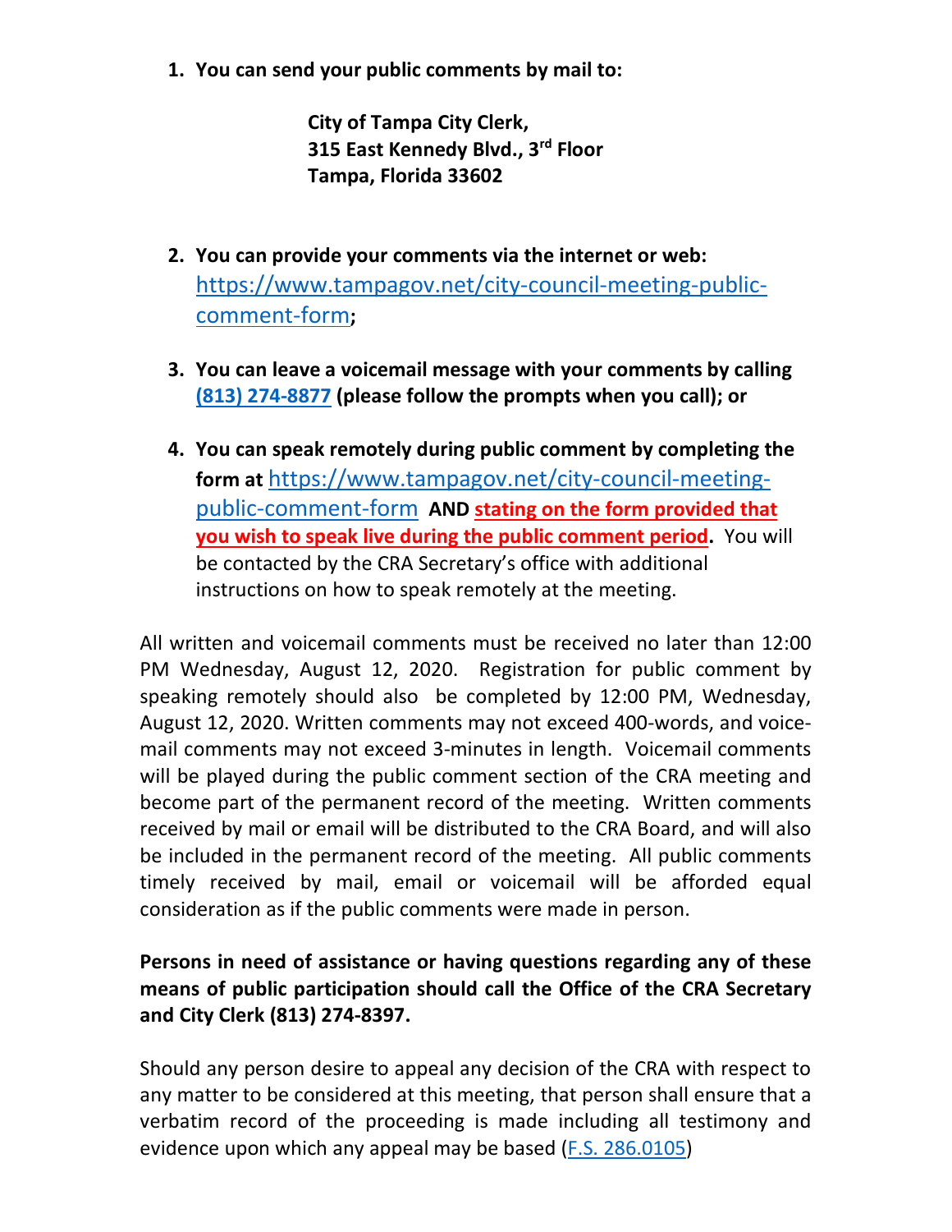1. **You can send your public comments by mail to:**

   **City of Tampa City Clerk,**
   **315 East Kennedy Blvd., 3rd Floor**
   **Tampa, Florida 33602**

2. **You can provide your comments via the internet or web:** https://www.tampagov.net/city-council-meeting-public-comment-form**;**

3. **You can leave a voicemail message with your comments by calling (813) 274-8877 (please follow the prompts when you call); or**

4. **You can speak remotely during public comment by completing the form at** https://www.tampagov.net/city-council-meeting-public-comment-form **AND stating on the form provided that you wish to speak live during the public comment period.** You will be contacted by the CRA Secretary's office with additional instructions on how to speak remotely at the meeting.

All written and voicemail comments must be received no later than 12:00 PM Wednesday, August 12, 2020. Registration for public comment by speaking remotely should also be completed by 12:00 PM, Wednesday, August 12, 2020. Written comments may not exceed 400-words, and voice-mail comments may not exceed 3-minutes in length. Voicemail comments will be played during the public comment section of the CRA meeting and become part of the permanent record of the meeting. Written comments received by mail or email will be distributed to the CRA Board, and will also be included in the permanent record of the meeting. All public comments timely received by mail, email or voicemail will be afforded equal consideration as if the public comments were made in person.

**Persons in need of assistance or having questions regarding any of these means of public participation should call the Office of the CRA Secretary and City Clerk (813) 274-8397.**

Should any person desire to appeal any decision of the CRA with respect to any matter to be considered at this meeting, that person shall ensure that a verbatim record of the proceeding is made including all testimony and evidence upon which any appeal may be based (F.S. 286.0105)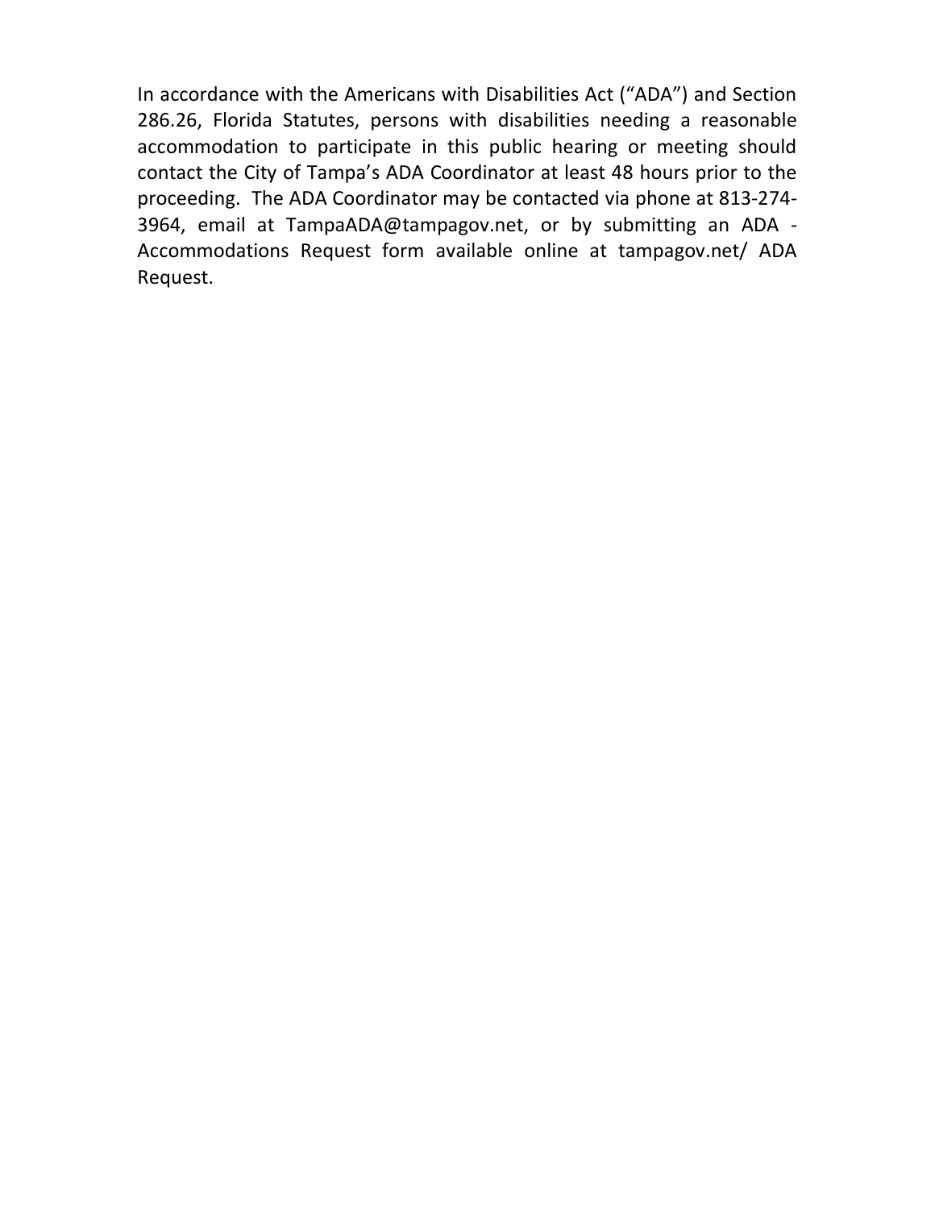In accordance with the Americans with Disabilities Act ("ADA") and Section 286.26, Florida Statutes, persons with disabilities needing a reasonable accommodation to participate in this public hearing or meeting should contact the City of Tampa's ADA Coordinator at least 48 hours prior to the proceeding. The ADA Coordinator may be contacted via phone at 813-274-3964, email at TampaADA@tampagov.net, or by submitting an ADA - Accommodations Request form available online at tampagov.net/ ADA Request.